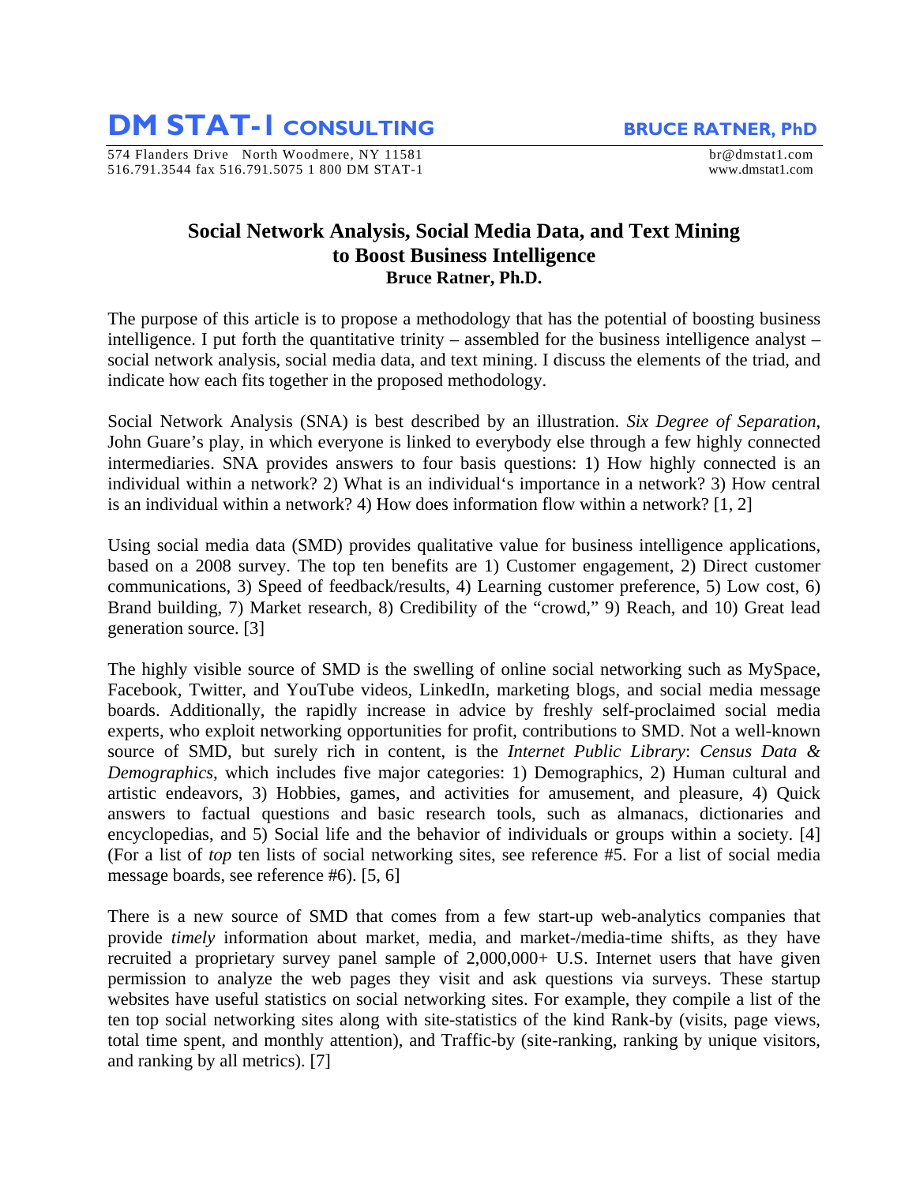# DM STAT-1 CONSULTING

**BRUCE RATNER, PhD**

574 Flanders Drive North Woodmere, NY 11581
516.791.3544 fax 516.791.5075 1 800 DM STAT-1

br@dmstat1.com
www.dmstat1.com

## Social Network Analysis, Social Media Data, and Text Mining to Boost Business Intelligence

**Bruce Ratner, Ph.D.**

The purpose of this article is to propose a methodology that has the potential of boosting business intelligence. I put forth the quantitative trinity – assembled for the business intelligence analyst – social network analysis, social media data, and text mining. I discuss the elements of the triad, and indicate how each fits together in the proposed methodology.

Social Network Analysis (SNA) is best described by an illustration. *Six Degree of Separation*, John Guare's play, in which everyone is linked to everybody else through a few highly connected intermediaries. SNA provides answers to four basis questions: 1) How highly connected is an individual within a network? 2) What is an individual's importance in a network? 3) How central is an individual within a network? 4) How does information flow within a network? [1, 2]

Using social media data (SMD) provides qualitative value for business intelligence applications, based on a 2008 survey. The top ten benefits are 1) Customer engagement, 2) Direct customer communications, 3) Speed of feedback/results, 4) Learning customer preference, 5) Low cost, 6) Brand building, 7) Market research, 8) Credibility of the "crowd," 9) Reach, and 10) Great lead generation source. [3]

The highly visible source of SMD is the swelling of online social networking such as MySpace, Facebook, Twitter, and YouTube videos, LinkedIn, marketing blogs, and social media message boards. Additionally, the rapidly increase in advice by freshly self-proclaimed social media experts, who exploit networking opportunities for profit, contributions to SMD. Not a well-known source of SMD, but surely rich in content, is the *Internet Public Library*: *Census Data & Demographics*, which includes five major categories: 1) Demographics, 2) Human cultural and artistic endeavors, 3) Hobbies, games, and activities for amusement, and pleasure, 4) Quick answers to factual questions and basic research tools, such as almanacs, dictionaries and encyclopedias, and 5) Social life and the behavior of individuals or groups within a society. [4] (For a list of *top* ten lists of social networking sites, see reference #5. For a list of social media message boards, see reference #6). [5, 6]

There is a new source of SMD that comes from a few start-up web-analytics companies that provide *timely* information about market, media, and market-/media-time shifts, as they have recruited a proprietary survey panel sample of 2,000,000+ U.S. Internet users that have given permission to analyze the web pages they visit and ask questions via surveys. These startup websites have useful statistics on social networking sites. For example, they compile a list of the ten top social networking sites along with site-statistics of the kind Rank-by (visits, page views, total time spent, and monthly attention), and Traffic-by (site-ranking, ranking by unique visitors, and ranking by all metrics). [7]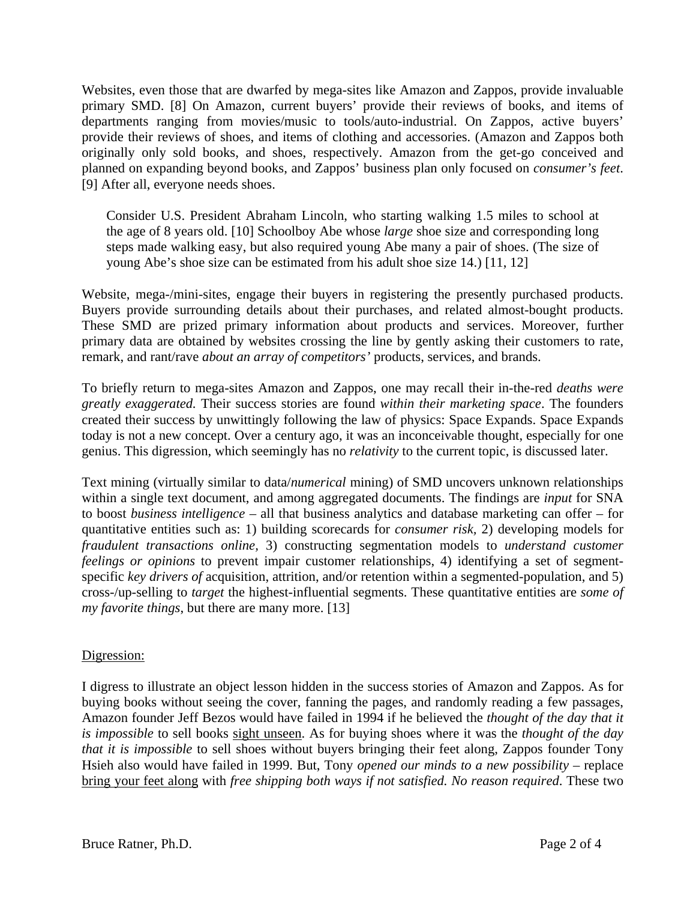Websites, even those that are dwarfed by mega-sites like Amazon and Zappos, provide invaluable primary SMD. [8] On Amazon, current buyers' provide their reviews of books, and items of departments ranging from movies/music to tools/auto-industrial. On Zappos, active buyers' provide their reviews of shoes, and items of clothing and accessories. (Amazon and Zappos both originally only sold books, and shoes, respectively. Amazon from the get-go conceived and planned on expanding beyond books, and Zappos' business plan only focused on *consumer's feet*. [9] After all, everyone needs shoes.

> Consider U.S. President Abraham Lincoln, who starting walking 1.5 miles to school at the age of 8 years old. [10] Schoolboy Abe whose *large* shoe size and corresponding long steps made walking easy, but also required young Abe many a pair of shoes. (The size of young Abe's shoe size can be estimated from his adult shoe size 14.) [11, 12]

Website, mega-/mini-sites, engage their buyers in registering the presently purchased products. Buyers provide surrounding details about their purchases, and related almost-bought products. These SMD are prized primary information about products and services. Moreover, further primary data are obtained by websites crossing the line by gently asking their customers to rate, remark, and rant/rave *about an array of competitors'* products, services, and brands.

To briefly return to mega-sites Amazon and Zappos, one may recall their in-the-red *deaths were greatly exaggerated.* Their success stories are found *within their marketing space*. The founders created their success by unwittingly following the law of physics: Space Expands. Space Expands today is not a new concept. Over a century ago, it was an inconceivable thought, especially for one genius. This digression, which seemingly has no *relativity* to the current topic, is discussed later.

Text mining (virtually similar to data/*numerical* mining) of SMD uncovers unknown relationships within a single text document, and among aggregated documents. The findings are *input* for SNA to boost *business intelligence* – all that business analytics and database marketing can offer – for quantitative entities such as: 1) building scorecards for *consumer risk,* 2) developing models for *fraudulent transactions online,* 3) constructing segmentation models to *understand customer feelings or opinions* to prevent impair customer relationships, 4) identifying a set of segment-specific *key drivers of* acquisition, attrition, and/or retention within a segmented-population, and 5) cross-/up-selling to *target* the highest-influential segments. These quantitative entities are *some of my favorite things*, but there are many more. [13]

<u>Digression:</u>

I digress to illustrate an object lesson hidden in the success stories of Amazon and Zappos. As for buying books without seeing the cover, fanning the pages, and randomly reading a few passages, Amazon founder Jeff Bezos would have failed in 1994 if he believed the *thought of the day that it is impossible* to sell books <u>sight unseen</u>. As for buying shoes where it was the *thought of the day that it is impossible* to sell shoes without buyers bringing their feet along, Zappos founder Tony Hsieh also would have failed in 1999. But, Tony *opened our minds to a new possibility* – replace <u>bring your feet along</u> with *free shipping both ways if not satisfied. No reason required*. These two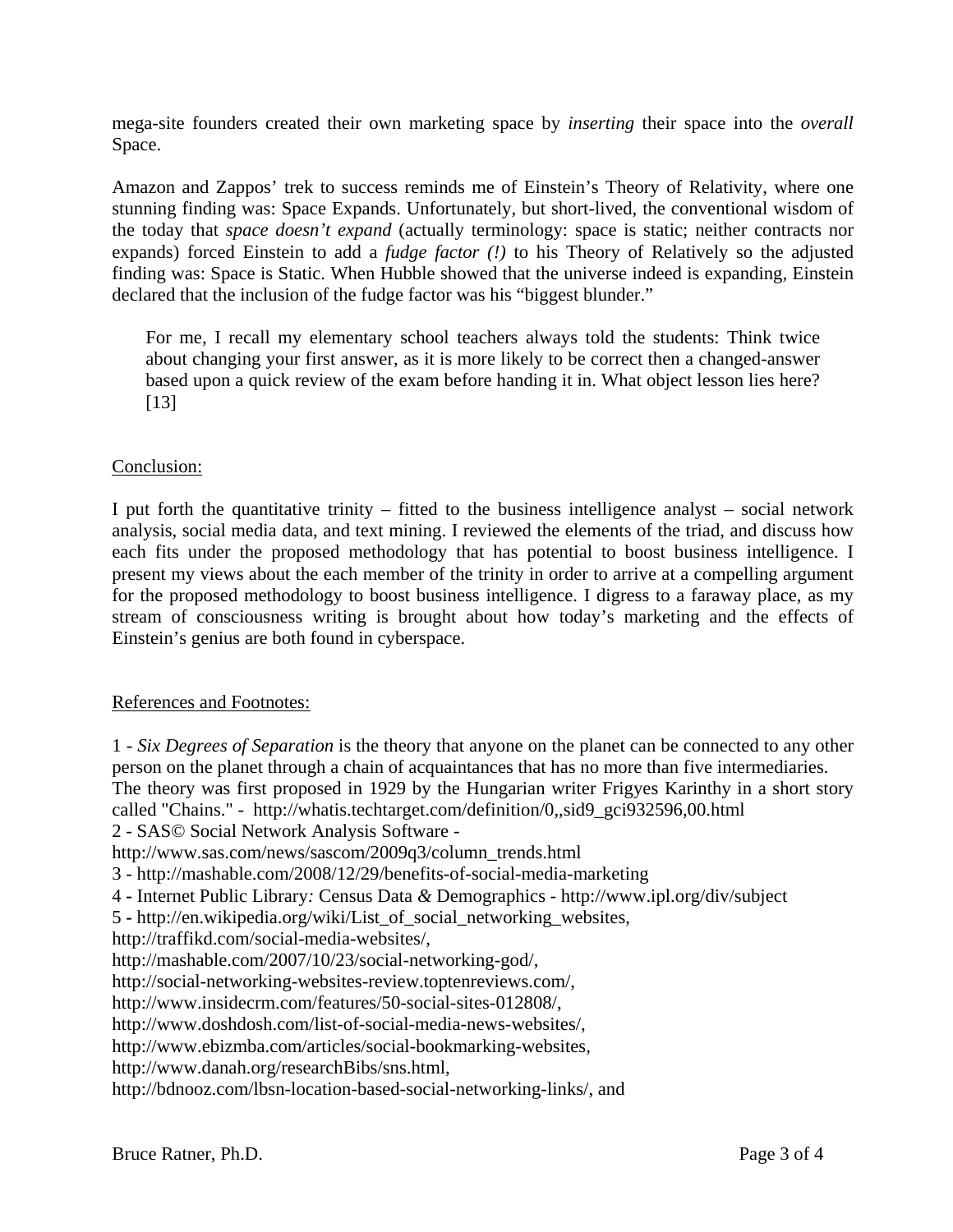mega-site founders created their own marketing space by *inserting* their space into the *overall* Space.

Amazon and Zappos' trek to success reminds me of Einstein's Theory of Relativity, where one stunning finding was: Space Expands. Unfortunately, but short-lived, the conventional wisdom of the today that *space doesn't expand* (actually terminology: space is static; neither contracts nor expands) forced Einstein to add a *fudge factor (!)* to his Theory of Relatively so the adjusted finding was: Space is Static. When Hubble showed that the universe indeed is expanding, Einstein declared that the inclusion of the fudge factor was his "biggest blunder."

> For me, I recall my elementary school teachers always told the students: Think twice about changing your first answer, as it is more likely to be correct then a changed-answer based upon a quick review of the exam before handing it in. What object lesson lies here? [13]

## Conclusion:

I put forth the quantitative trinity – fitted to the business intelligence analyst – social network analysis, social media data, and text mining. I reviewed the elements of the triad, and discuss how each fits under the proposed methodology that has potential to boost business intelligence. I present my views about the each member of the trinity in order to arrive at a compelling argument for the proposed methodology to boost business intelligence. I digress to a faraway place, as my stream of consciousness writing is brought about how today's marketing and the effects of Einstein's genius are both found in cyberspace.

## References and Footnotes:

1 - *Six Degrees of Separation* is the theory that anyone on the planet can be connected to any other person on the planet through a chain of acquaintances that has no more than five intermediaries. The theory was first proposed in 1929 by the Hungarian writer Frigyes Karinthy in a short story called "Chains." - http://whatis.techtarget.com/definition/0,,sid9_gci932596,00.html
2 - SAS© Social Network Analysis Software - http://www.sas.com/news/sascom/2009q3/column_trends.html
3 - http://mashable.com/2008/12/29/benefits-of-social-media-marketing
4 - Internet Public Library*:* Census Data *&* Demographics - http://www.ipl.org/div/subject
5 - http://en.wikipedia.org/wiki/List_of_social_networking_websites,
http://traffikd.com/social-media-websites/,
http://mashable.com/2007/10/23/social-networking-god/,
http://social-networking-websites-review.toptenreviews.com/,
http://www.insidecrm.com/features/50-social-sites-012808/,
http://www.doshdosh.com/list-of-social-media-news-websites/,
http://www.ebizmba.com/articles/social-bookmarking-websites,
http://www.danah.org/researchBibs/sns.html,
http://bdnooz.com/lbsn-location-based-social-networking-links/, and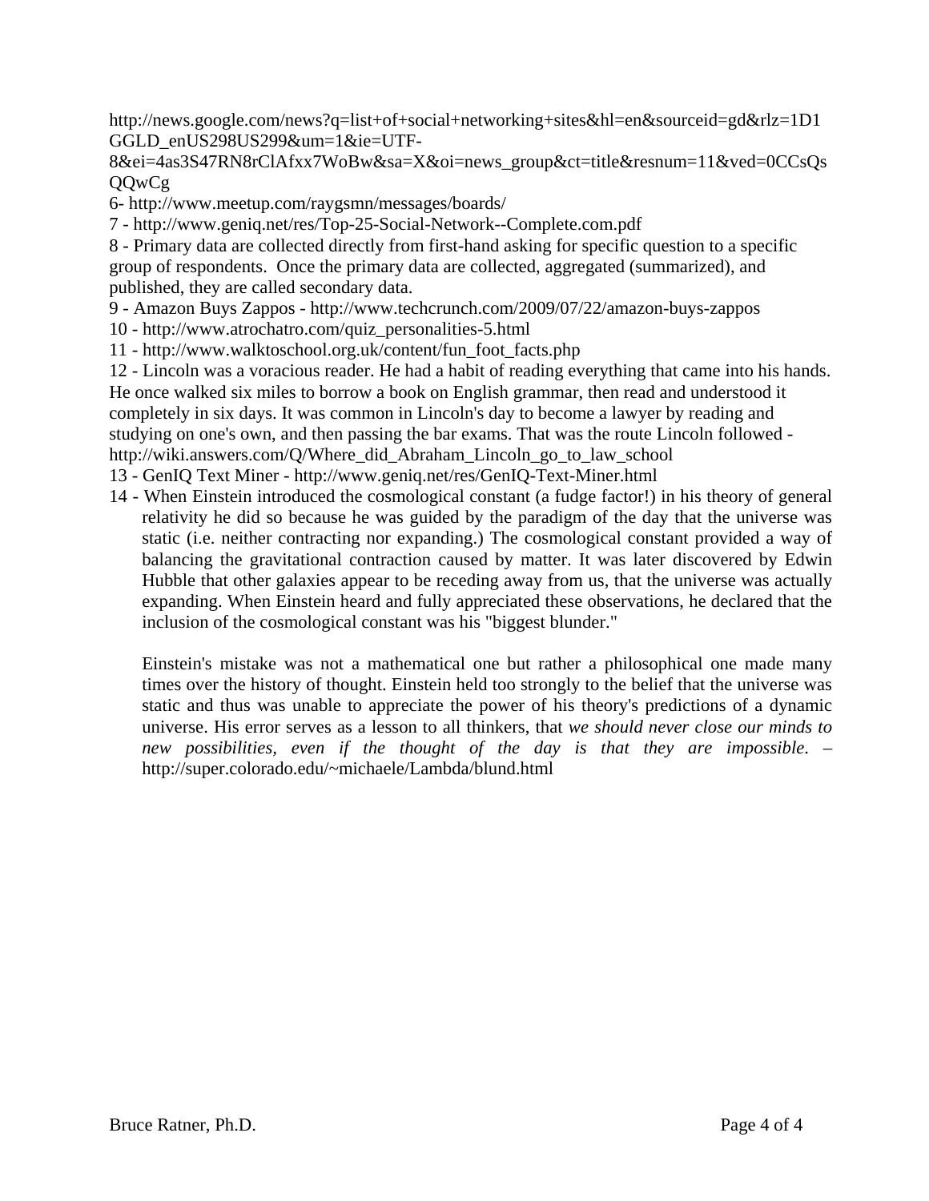http://news.google.com/news?q=list+of+social+networking+sites&hl=en&sourceid=gd&rlz=1D1GGLD_enUS298US299&um=1&ie=UTF-8&ei=4as3S47RN8rClAfxx7WoBw&sa=X&oi=news_group&ct=title&resnum=11&ved=0CCsQsQQwCg

6- http://www.meetup.com/raygsmn/messages/boards/

7 - http://www.geniq.net/res/Top-25-Social-Network--Complete.com.pdf

8 - Primary data are collected directly from first-hand asking for specific question to a specific group of respondents. Once the primary data are collected, aggregated (summarized), and published, they are called secondary data.

9 - Amazon Buys Zappos - http://www.techcrunch.com/2009/07/22/amazon-buys-zappos

10 - http://www.atrochatro.com/quiz_personalities-5.html

11 - http://www.walktoschool.org.uk/content/fun_foot_facts.php

12 - Lincoln was a voracious reader. He had a habit of reading everything that came into his hands. He once walked six miles to borrow a book on English grammar, then read and understood it completely in six days. It was common in Lincoln's day to become a lawyer by reading and studying on one's own, and then passing the bar exams. That was the route Lincoln followed - http://wiki.answers.com/Q/Where_did_Abraham_Lincoln_go_to_law_school

13 - GenIQ Text Miner - http://www.geniq.net/res/GenIQ-Text-Miner.html

14 - When Einstein introduced the cosmological constant (a fudge factor!) in his theory of general relativity he did so because he was guided by the paradigm of the day that the universe was static (i.e. neither contracting nor expanding.) The cosmological constant provided a way of balancing the gravitational contraction caused by matter. It was later discovered by Edwin Hubble that other galaxies appear to be receding away from us, that the universe was actually expanding. When Einstein heard and fully appreciated these observations, he declared that the inclusion of the cosmological constant was his "biggest blunder."

Einstein's mistake was not a mathematical one but rather a philosophical one made many times over the history of thought. Einstein held too strongly to the belief that the universe was static and thus was unable to appreciate the power of his theory's predictions of a dynamic universe. His error serves as a lesson to all thinkers, that *we should never close our minds to new possibilities, even if the thought of the day is that they are impossible*. – http://super.colorado.edu/~michaele/Lambda/blund.html